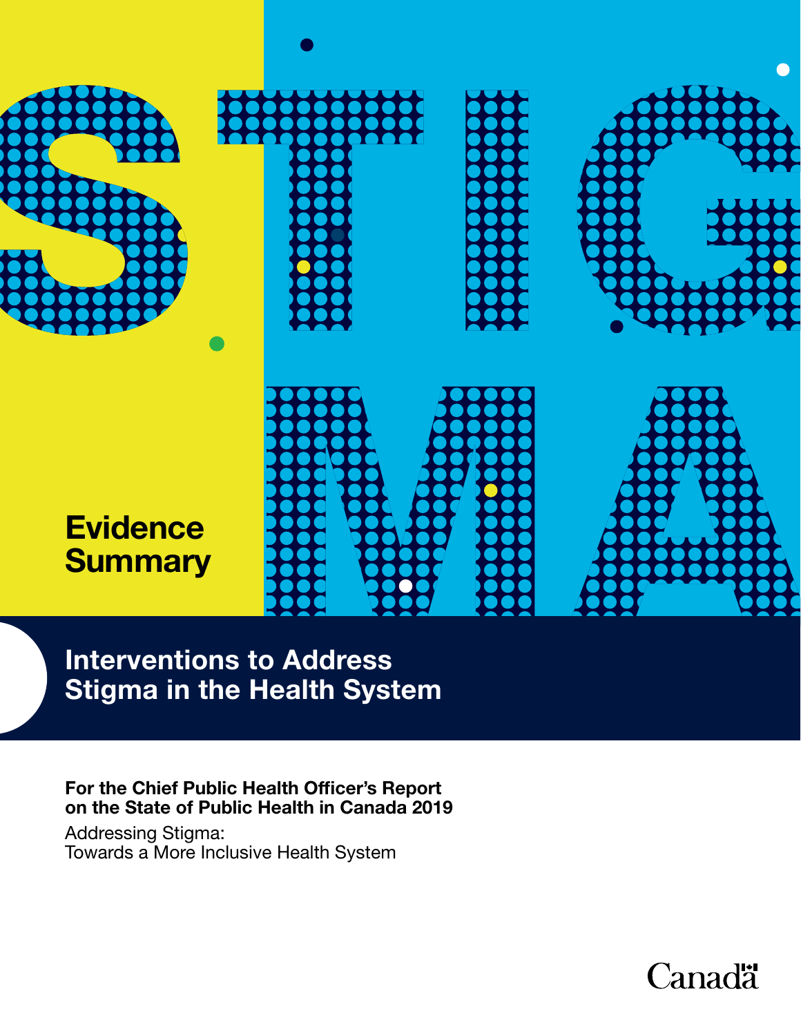# Evidence Summary

## Interventions to Address Stigma in the Health System

**For the Chief Public Health Officer's Report on the State of Public Health in Canada 2019**

Addressing Stigma:
Towards a More Inclusive Health System

Canada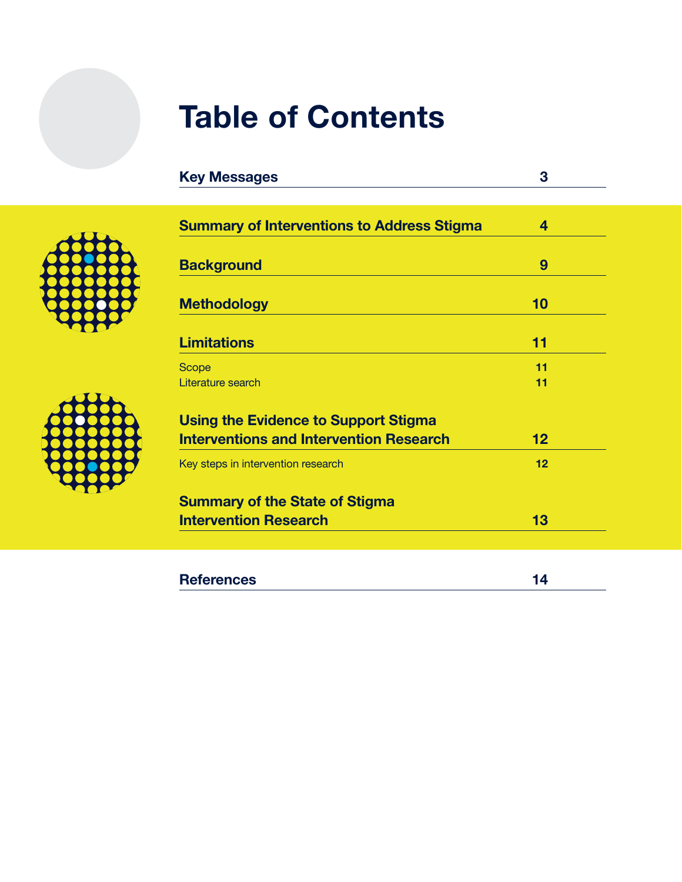# Table of Contents

| Section | Page |
|---|---|
| **Key Messages** | **3** |
| **Summary of Interventions to Address Stigma** | **4** |
| **Background** | **9** |
| **Methodology** | **10** |
| **Limitations** | **11** |
| Scope | 11 |
| Literature search | 11 |
| **Using the Evidence to Support Stigma Interventions and Intervention Research** | **12** |
| Key steps in intervention research | 12 |
| **Summary of the State of Stigma Intervention Research** | **13** |
| **References** | **14** |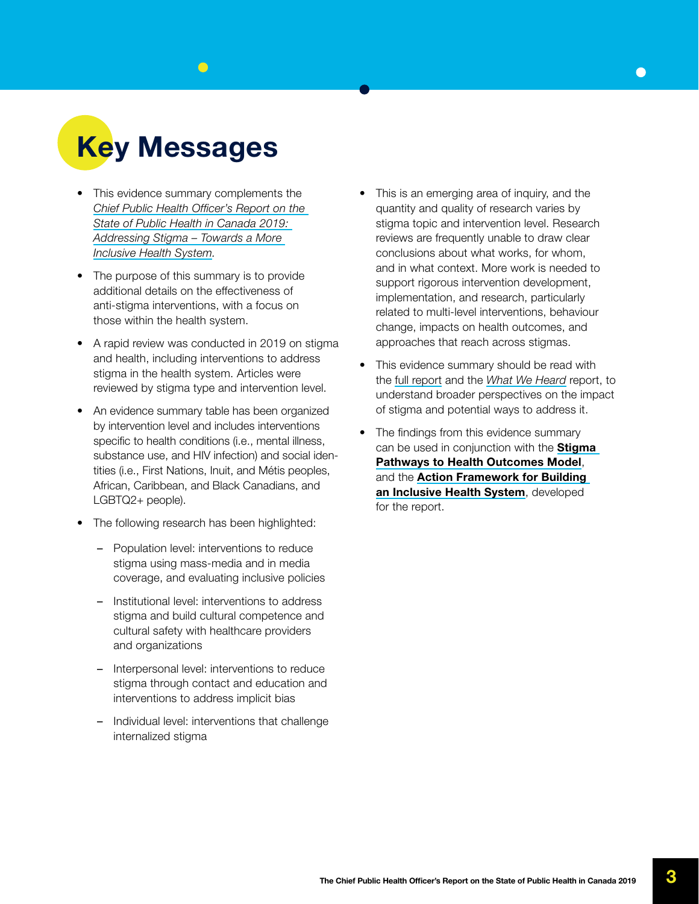# Key Messages

- This evidence summary complements the *Chief Public Health Officer's Report on the State of Public Health in Canada 2019: Addressing Stigma – Towards a More Inclusive Health System*.
- The purpose of this summary is to provide additional details on the effectiveness of anti-stigma interventions, with a focus on those within the health system.
- A rapid review was conducted in 2019 on stigma and health, including interventions to address stigma in the health system. Articles were reviewed by stigma type and intervention level.
- An evidence summary table has been organized by intervention level and includes interventions specific to health conditions (i.e., mental illness, substance use, and HIV infection) and social identities (i.e., First Nations, Inuit, and Métis peoples, African, Caribbean, and Black Canadians, and LGBTQ2+ people).
- The following research has been highlighted:
  - Population level: interventions to reduce stigma using mass-media and in media coverage, and evaluating inclusive policies
  - Institutional level: interventions to address stigma and build cultural competence and cultural safety with healthcare providers and organizations
  - Interpersonal level: interventions to reduce stigma through contact and education and interventions to address implicit bias
  - Individual level: interventions that challenge internalized stigma
- This is an emerging area of inquiry, and the quantity and quality of research varies by stigma topic and intervention level. Research reviews are frequently unable to draw clear conclusions about what works, for whom, and in what context. More work is needed to support rigorous intervention development, implementation, and research, particularly related to multi-level interventions, behaviour change, impacts on health outcomes, and approaches that reach across stigmas.
- This evidence summary should be read with the full report and the *What We Heard* report, to understand broader perspectives on the impact of stigma and potential ways to address it.
- The findings from this evidence summary can be used in conjunction with the **Stigma Pathways to Health Outcomes Model**, and the **Action Framework for Building an Inclusive Health System**, developed for the report.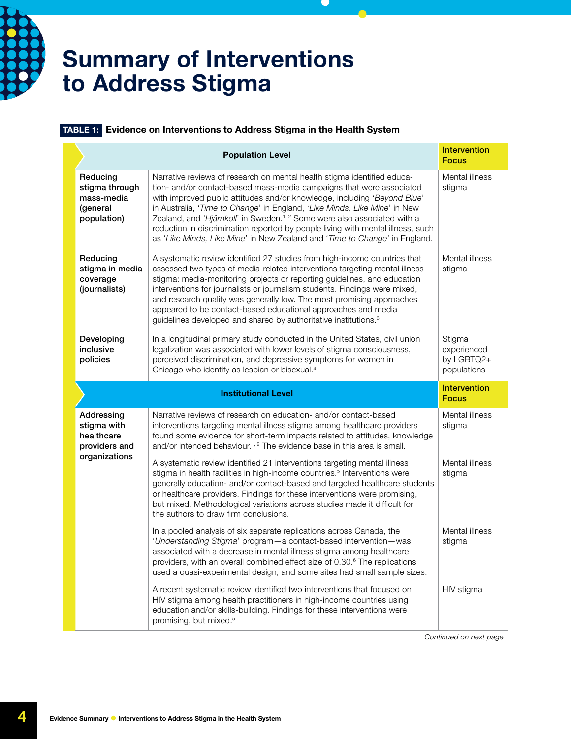# Summary of Interventions to Address Stigma

**TABLE 1: Evidence on Interventions to Address Stigma in the Health System**

| | Population Level | Intervention Focus |
|---|---|---|
| **Reducing stigma through mass-media (general population)** | Narrative reviews of research on mental health stigma identified education- and/or contact-based mass-media campaigns that were associated with improved public attitudes and/or knowledge, including '*Beyond Blue*' in Australia, '*Time to Change*' in England, '*Like Minds, Like Mine*' in New Zealand, and '*Hjärnkoll*' in Sweden.[1, 2] Some were also associated with a reduction in discrimination reported by people living with mental illness, such as '*Like Minds, Like Mine*' in New Zealand and '*Time to Change*' in England. | Mental illness stigma |
| **Reducing stigma in media coverage (journalists)** | A systematic review identified 27 studies from high-income countries that assessed two types of media-related interventions targeting mental illness stigma: media-monitoring projects or reporting guidelines, and education interventions for journalists or journalism students. Findings were mixed, and research quality was generally low. The most promising approaches appeared to be contact-based educational approaches and media guidelines developed and shared by authoritative institutions.[3] | Mental illness stigma |
| **Developing inclusive policies** | In a longitudinal primary study conducted in the United States, civil union legalization was associated with lower levels of stigma consciousness, perceived discrimination, and depressive symptoms for women in Chicago who identify as lesbian or bisexual.[4] | Stigma experienced by LGBTQ2+ populations |
| | **Institutional Level** | **Intervention Focus** |
| **Addressing stigma with healthcare providers and organizations** | Narrative reviews of research on education- and/or contact-based interventions targeting mental illness stigma among healthcare providers found some evidence for short-term impacts related to attitudes, knowledge and/or intended behaviour.[1, 2] The evidence base in this area is small. | Mental illness stigma |
| | A systematic review identified 21 interventions targeting mental illness stigma in health facilities in high-income countries.[5] Interventions were generally education- and/or contact-based and targeted healthcare students or healthcare providers. Findings for these interventions were promising, but mixed. Methodological variations across studies made it difficult for the authors to draw firm conclusions. | Mental illness stigma |
| | In a pooled analysis of six separate replications across Canada, the '*Understanding Stigma*' program—a contact-based intervention—was associated with a decrease in mental illness stigma among healthcare providers, with an overall combined effect size of 0.30.[6] The replications used a quasi-experimental design, and some sites had small sample sizes. | Mental illness stigma |
| | A recent systematic review identified two interventions that focused on HIV stigma among health practitioners in high-income countries using education and/or skills-building. Findings for these interventions were promising, but mixed.[5] | HIV stigma |

*Continued on next page*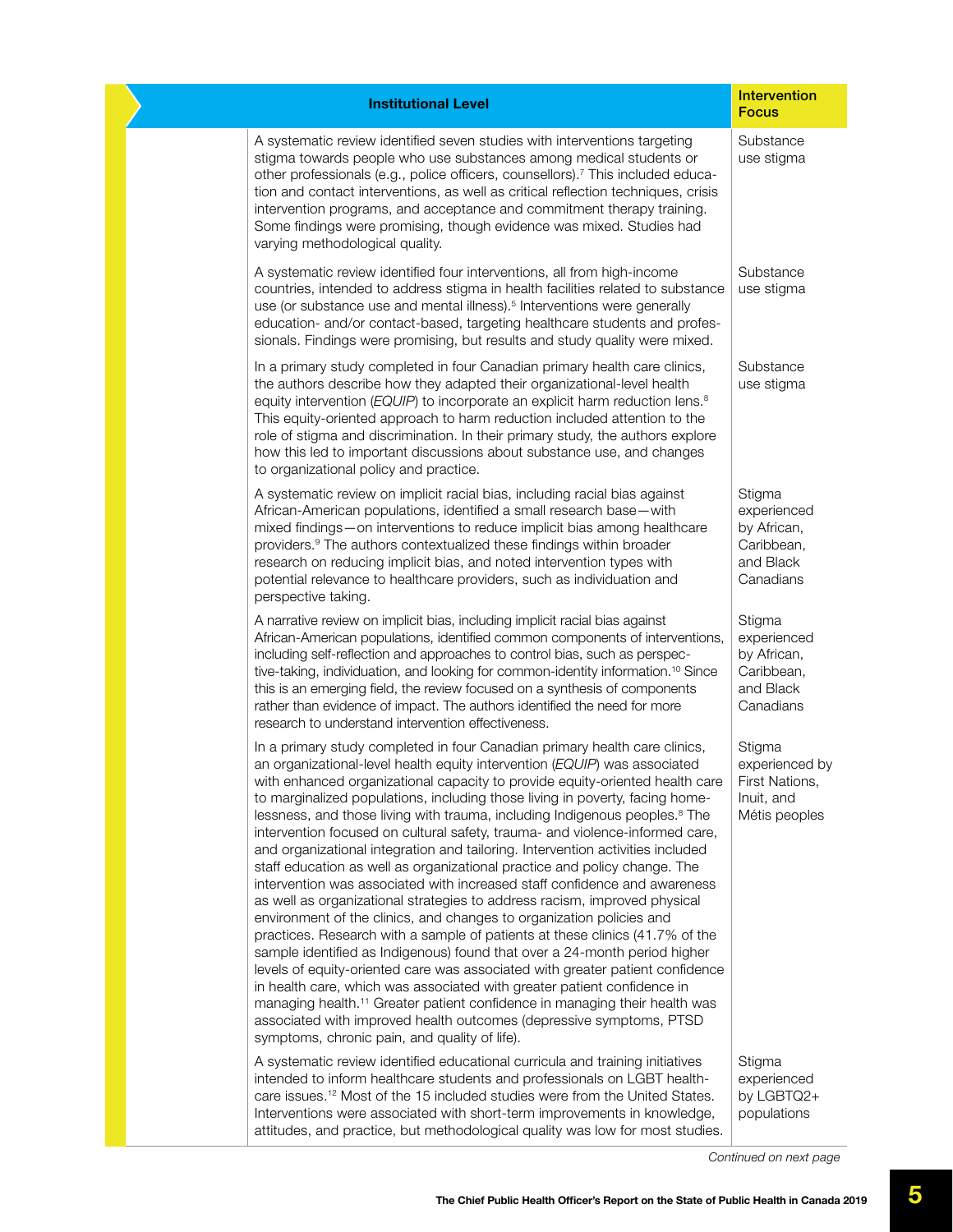| Institutional Level | Intervention Focus |
| --- | --- |
| A systematic review identified seven studies with interventions targeting stigma towards people who use substances among medical students or other professionals (e.g., police officers, counsellors).[7] This included education and contact interventions, as well as critical reflection techniques, crisis intervention programs, and acceptance and commitment therapy training. Some findings were promising, though evidence was mixed. Studies had varying methodological quality. | Substance use stigma |
| A systematic review identified four interventions, all from high-income countries, intended to address stigma in health facilities related to substance use (or substance use and mental illness).[5] Interventions were generally education- and/or contact-based, targeting healthcare students and professionals. Findings were promising, but results and study quality were mixed. | Substance use stigma |
| In a primary study completed in four Canadian primary health care clinics, the authors describe how they adapted their organizational-level health equity intervention (*EQUIP*) to incorporate an explicit harm reduction lens.[8] This equity-oriented approach to harm reduction included attention to the role of stigma and discrimination. In their primary study, the authors explore how this led to important discussions about substance use, and changes to organizational policy and practice. | Substance use stigma |
| A systematic review on implicit racial bias, including racial bias against African-American populations, identified a small research base—with mixed findings—on interventions to reduce implicit bias among healthcare providers.[9] The authors contextualized these findings within broader research on reducing implicit bias, and noted intervention types with potential relevance to healthcare providers, such as individuation and perspective taking. | Stigma experienced by African, Caribbean, and Black Canadians |
| A narrative review on implicit bias, including implicit racial bias against African-American populations, identified common components of interventions, including self-reflection and approaches to control bias, such as perspective-taking, individuation, and looking for common-identity information.[10] Since this is an emerging field, the review focused on a synthesis of components rather than evidence of impact. The authors identified the need for more research to understand intervention effectiveness. | Stigma experienced by African, Caribbean, and Black Canadians |
| In a primary study completed in four Canadian primary health care clinics, an organizational-level health equity intervention (*EQUIP*) was associated with enhanced organizational capacity to provide equity-oriented health care to marginalized populations, including those living in poverty, facing homelessness, and those living with trauma, including Indigenous peoples.[8] The intervention focused on cultural safety, trauma- and violence-informed care, and organizational integration and tailoring. Intervention activities included staff education as well as organizational practice and policy change. The intervention was associated with increased staff confidence and awareness as well as organizational strategies to address racism, improved physical environment of the clinics, and changes to organization policies and practices. Research with a sample of patients at these clinics (41.7% of the sample identified as Indigenous) found that over a 24-month period higher levels of equity-oriented care was associated with greater patient confidence in health care, which was associated with greater patient confidence in managing health.[11] Greater patient confidence in managing their health was associated with improved health outcomes (depressive symptoms, PTSD symptoms, chronic pain, and quality of life). | Stigma experienced by First Nations, Inuit, and Métis peoples |
| A systematic review identified educational curricula and training initiatives intended to inform healthcare students and professionals on LGBT healthcare issues.[12] Most of the 15 included studies were from the United States. Interventions were associated with short-term improvements in knowledge, attitudes, and practice, but methodological quality was low for most studies. | Stigma experienced by LGBTQ2+ populations |

*Continued on next page*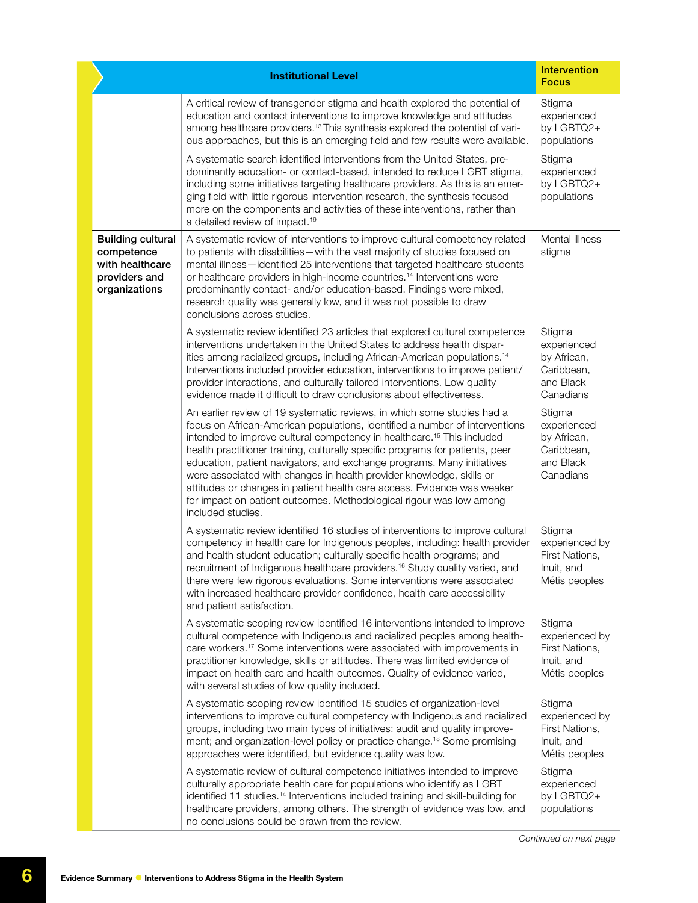| Institutional Level | | Intervention Focus |
|---|---|---|
| | A critical review of transgender stigma and health explored the potential of education and contact interventions to improve knowledge and attitudes among healthcare providers.[13] This synthesis explored the potential of various approaches, but this is an emerging field and few results were available. | Stigma experienced by LGBTQ2+ populations |
| | A systematic search identified interventions from the United States, predominantly education- or contact-based, intended to reduce LGBT stigma, including some initiatives targeting healthcare providers. As this is an emerging field with little rigorous intervention research, the synthesis focused more on the components and activities of these interventions, rather than a detailed review of impact.[19] | Stigma experienced by LGBTQ2+ populations |
| **Building cultural competence with healthcare providers and organizations** | A systematic review of interventions to improve cultural competency related to patients with disabilities—with the vast majority of studies focused on mental illness—identified 25 interventions that targeted healthcare students or healthcare providers in high-income countries.[14] Interventions were predominantly contact- and/or education-based. Findings were mixed, research quality was generally low, and it was not possible to draw conclusions across studies. | Mental illness stigma |
| | A systematic review identified 23 articles that explored cultural competence interventions undertaken in the United States to address health disparities among racialized groups, including African-American populations.[14] Interventions included provider education, interventions to improve patient/provider interactions, and culturally tailored interventions. Low quality evidence made it difficult to draw conclusions about effectiveness. | Stigma experienced by African, Caribbean, and Black Canadians |
| | An earlier review of 19 systematic reviews, in which some studies had a focus on African-American populations, identified a number of interventions intended to improve cultural competency in healthcare.[15] This included health practitioner training, culturally specific programs for patients, peer education, patient navigators, and exchange programs. Many initiatives were associated with changes in health provider knowledge, skills or attitudes or changes in patient health care access. Evidence was weaker for impact on patient outcomes. Methodological rigour was low among included studies. | Stigma experienced by African, Caribbean, and Black Canadians |
| | A systematic review identified 16 studies of interventions to improve cultural competency in health care for Indigenous peoples, including: health provider and health student education; culturally specific health programs; and recruitment of Indigenous healthcare providers.[16] Study quality varied, and there were few rigorous evaluations. Some interventions were associated with increased healthcare provider confidence, health care accessibility and patient satisfaction. | Stigma experienced by First Nations, Inuit, and Métis peoples |
| | A systematic scoping review identified 16 interventions intended to improve cultural competence with Indigenous and racialized peoples among healthcare workers.[17] Some interventions were associated with improvements in practitioner knowledge, skills or attitudes. There was limited evidence of impact on health care and health outcomes. Quality of evidence varied, with several studies of low quality included. | Stigma experienced by First Nations, Inuit, and Métis peoples |
| | A systematic scoping review identified 15 studies of organization-level interventions to improve cultural competency with Indigenous and racialized groups, including two main types of initiatives: audit and quality improvement; and organization-level policy or practice change.[18] Some promising approaches were identified, but evidence quality was low. | Stigma experienced by First Nations, Inuit, and Métis peoples |
| | A systematic review of cultural competence initiatives intended to improve culturally appropriate health care for populations who identify as LGBT identified 11 studies.[14] Interventions included training and skill-building for healthcare providers, among others. The strength of evidence was low, and no conclusions could be drawn from the review. | Stigma experienced by LGBTQ2+ populations |

*Continued on next page*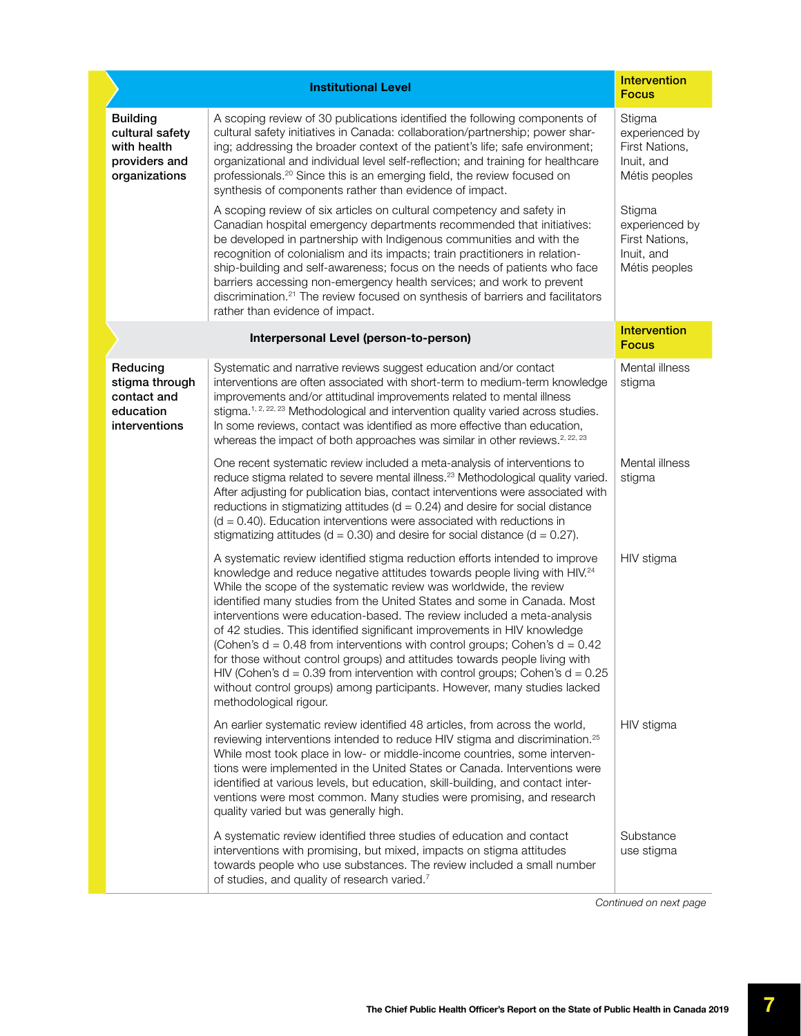| Institutional Level | | Intervention Focus |
|---|---|---|
| **Building cultural safety with health providers and organizations** | A scoping review of 30 publications identified the following components of cultural safety initiatives in Canada: collaboration/partnership; power sharing; addressing the broader context of the patient's life; safe environment; organizational and individual level self-reflection; and training for healthcare professionals.[20] Since this is an emerging field, the review focused on synthesis of components rather than evidence of impact. | Stigma experienced by First Nations, Inuit, and Métis peoples |
| | A scoping review of six articles on cultural competency and safety in Canadian hospital emergency departments recommended that initiatives: be developed in partnership with Indigenous communities and with the recognition of colonialism and its impacts; train practitioners in relationship-building and self-awareness; focus on the needs of patients who face barriers accessing non-emergency health services; and work to prevent discrimination.[21] The review focused on synthesis of barriers and facilitators rather than evidence of impact. | Stigma experienced by First Nations, Inuit, and Métis peoples |
| **Interpersonal Level (person-to-person)** | | **Intervention Focus** |
| **Reducing stigma through contact and education interventions** | Systematic and narrative reviews suggest education and/or contact interventions are often associated with short-term to medium-term knowledge improvements and/or attitudinal improvements related to mental illness stigma.[1, 2, 22, 23] Methodological and intervention quality varied across studies. In some reviews, contact was identified as more effective than education, whereas the impact of both approaches was similar in other reviews.[2, 22, 23] | Mental illness stigma |
| | One recent systematic review included a meta-analysis of interventions to reduce stigma related to severe mental illness.[23] Methodological quality varied. After adjusting for publication bias, contact interventions were associated with reductions in stigmatizing attitudes ($d = 0.24$) and desire for social distance ($d = 0.40$). Education interventions were associated with reductions in stigmatizing attitudes ($d = 0.30$) and desire for social distance ($d = 0.27$). | Mental illness stigma |
| | A systematic review identified stigma reduction efforts intended to improve knowledge and reduce negative attitudes towards people living with HIV.[24] While the scope of the systematic review was worldwide, the review identified many studies from the United States and some in Canada. Most interventions were education-based. The review included a meta-analysis of 42 studies. This identified significant improvements in HIV knowledge (Cohen's $d = 0.48$ from interventions with control groups; Cohen's $d = 0.42$ for those without control groups) and attitudes towards people living with HIV (Cohen's $d = 0.39$ from intervention with control groups; Cohen's $d = 0.25$ without control groups) among participants. However, many studies lacked methodological rigour. | HIV stigma |
| | An earlier systematic review identified 48 articles, from across the world, reviewing interventions intended to reduce HIV stigma and discrimination.[25] While most took place in low- or middle-income countries, some interventions were implemented in the United States or Canada. Interventions were identified at various levels, but education, skill-building, and contact interventions were most common. Many studies were promising, and research quality varied but was generally high. | HIV stigma |
| | A systematic review identified three studies of education and contact interventions with promising, but mixed, impacts on stigma attitudes towards people who use substances. The review included a small number of studies, and quality of research varied.[7] | Substance use stigma |

*Continued on next page*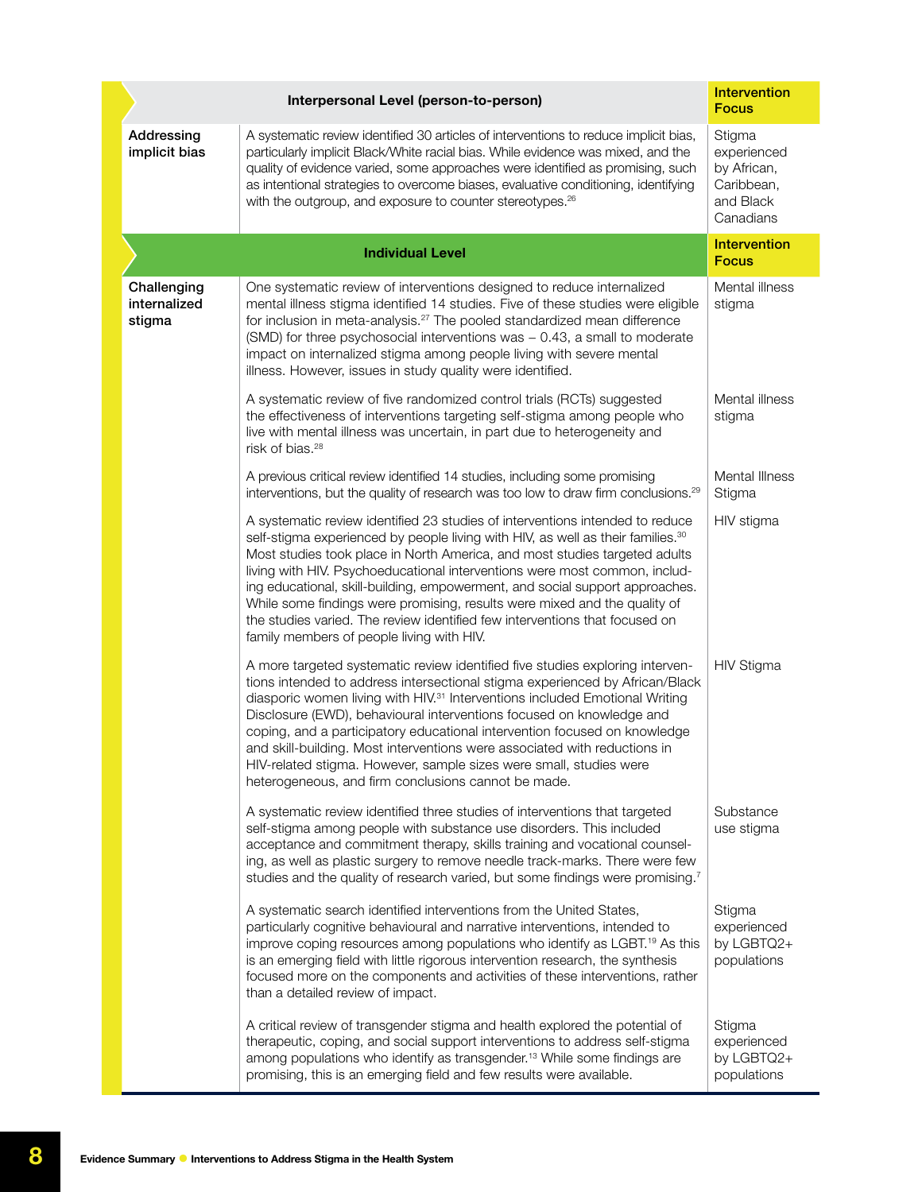| Interpersonal Level (person-to-person) | | Intervention Focus |
|---|---|---|
| Addressing implicit bias | A systematic review identified 30 articles of interventions to reduce implicit bias, particularly implicit Black/White racial bias. While evidence was mixed, and the quality of evidence varied, some approaches were identified as promising, such as intentional strategies to overcome biases, evaluative conditioning, identifying with the outgroup, and exposure to counter stereotypes.[26] | Stigma experienced by African, Caribbean, and Black Canadians |
| **Individual Level** | | **Intervention Focus** |
| Challenging internalized stigma | One systematic review of interventions designed to reduce internalized mental illness stigma identified 14 studies. Five of these studies were eligible for inclusion in meta-analysis.[27] The pooled standardized mean difference (SMD) for three psychosocial interventions was – 0.43, a small to moderate impact on internalized stigma among people living with severe mental illness. However, issues in study quality were identified. | Mental illness stigma |
| | A systematic review of five randomized control trials (RCTs) suggested the effectiveness of interventions targeting self-stigma among people who live with mental illness was uncertain, in part due to heterogeneity and risk of bias.[28] | Mental illness stigma |
| | A previous critical review identified 14 studies, including some promising interventions, but the quality of research was too low to draw firm conclusions.[29] | Mental Illness Stigma |
| | A systematic review identified 23 studies of interventions intended to reduce self-stigma experienced by people living with HIV, as well as their families.[30] Most studies took place in North America, and most studies targeted adults living with HIV. Psychoeducational interventions were most common, including educational, skill-building, empowerment, and social support approaches. While some findings were promising, results were mixed and the quality of the studies varied. The review identified few interventions that focused on family members of people living with HIV. | HIV stigma |
| | A more targeted systematic review identified five studies exploring interventions intended to address intersectional stigma experienced by African/Black diasporic women living with HIV.[31] Interventions included Emotional Writing Disclosure (EWD), behavioural interventions focused on knowledge and coping, and a participatory educational intervention focused on knowledge and skill-building. Most interventions were associated with reductions in HIV-related stigma. However, sample sizes were small, studies were heterogeneous, and firm conclusions cannot be made. | HIV Stigma |
| | A systematic review identified three studies of interventions that targeted self-stigma among people with substance use disorders. This included acceptance and commitment therapy, skills training and vocational counseling, as well as plastic surgery to remove needle track-marks. There were few studies and the quality of research varied, but some findings were promising.[7] | Substance use stigma |
| | A systematic search identified interventions from the United States, particularly cognitive behavioural and narrative interventions, intended to improve coping resources among populations who identify as LGBT.[19] As this is an emerging field with little rigorous intervention research, the synthesis focused more on the components and activities of these interventions, rather than a detailed review of impact. | Stigma experienced by LGBTQ2+ populations |
| | A critical review of transgender stigma and health explored the potential of therapeutic, coping, and social support interventions to address self-stigma among populations who identify as transgender.[13] While some findings are promising, this is an emerging field and few results were available. | Stigma experienced by LGBTQ2+ populations |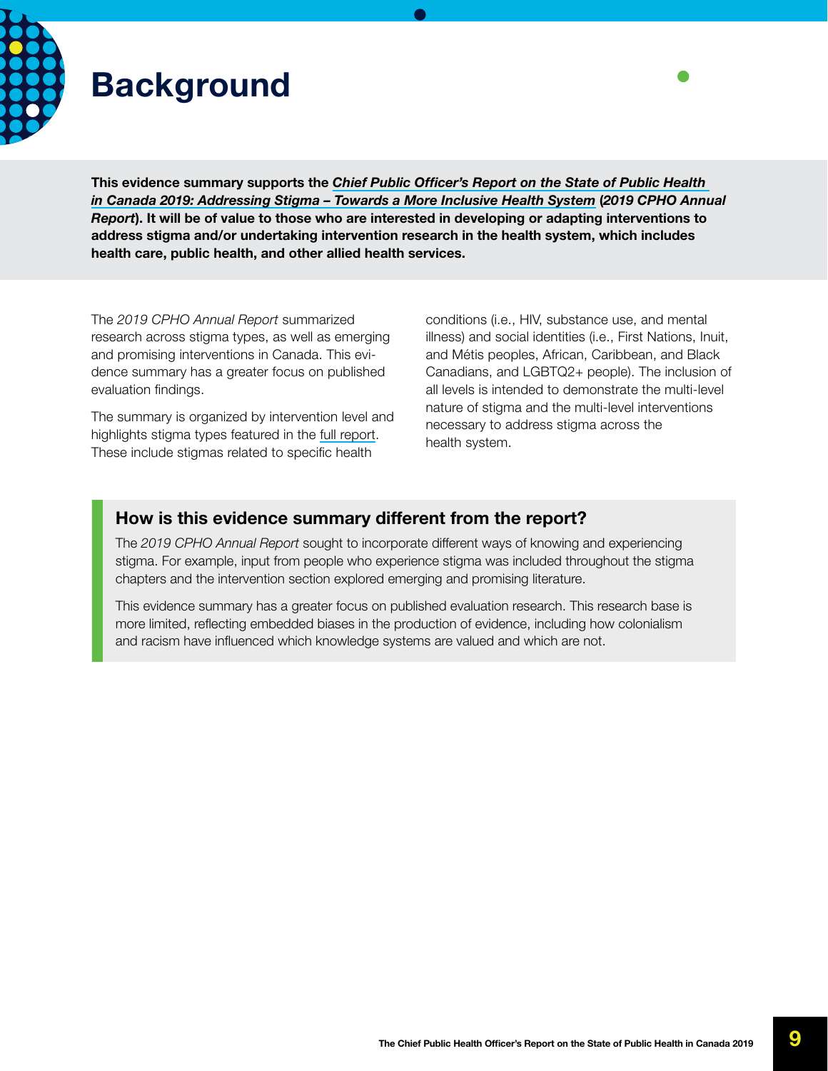# Background

**This evidence summary supports the *Chief Public Officer's Report on the State of Public Health in Canada 2019: Addressing Stigma – Towards a More Inclusive Health System* (*2019 CPHO Annual Report*). It will be of value to those who are interested in developing or adapting interventions to address stigma and/or undertaking intervention research in the health system, which includes health care, public health, and other allied health services.**

The *2019 CPHO Annual Report* summarized research across stigma types, as well as emerging and promising interventions in Canada. This evidence summary has a greater focus on published evaluation findings.

The summary is organized by intervention level and highlights stigma types featured in the full report. These include stigmas related to specific health conditions (i.e., HIV, substance use, and mental illness) and social identities (i.e., First Nations, Inuit, and Métis peoples, African, Caribbean, and Black Canadians, and LGBTQ2+ people). The inclusion of all levels is intended to demonstrate the multi-level nature of stigma and the multi-level interventions necessary to address stigma across the health system.

### How is this evidence summary different from the report?

The *2019 CPHO Annual Report* sought to incorporate different ways of knowing and experiencing stigma. For example, input from people who experience stigma was included throughout the stigma chapters and the intervention section explored emerging and promising literature.

This evidence summary has a greater focus on published evaluation research. This research base is more limited, reflecting embedded biases in the production of evidence, including how colonialism and racism have influenced which knowledge systems are valued and which are not.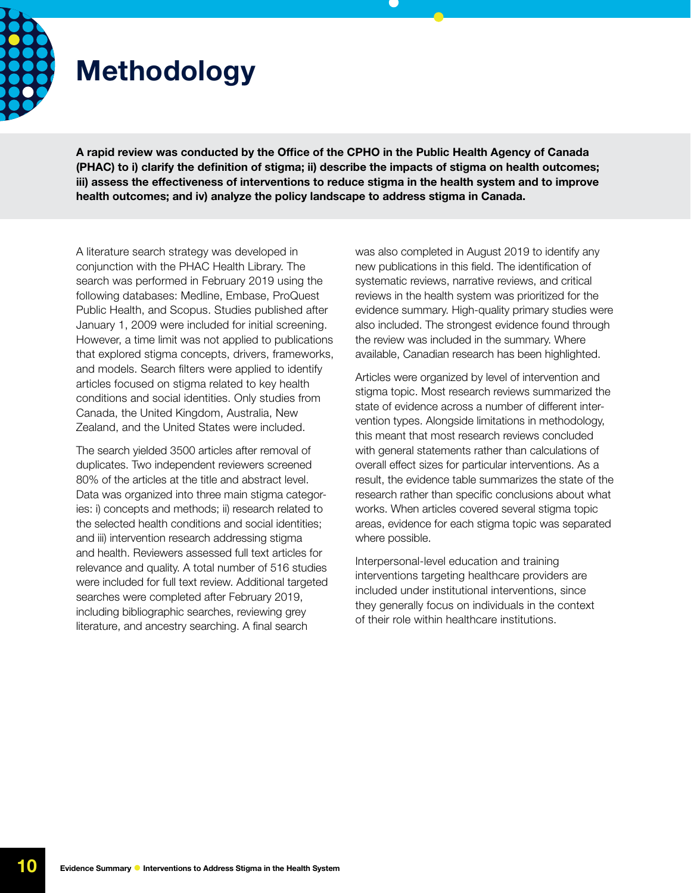# Methodology

**A rapid review was conducted by the Office of the CPHO in the Public Health Agency of Canada (PHAC) to i) clarify the definition of stigma; ii) describe the impacts of stigma on health outcomes; iii) assess the effectiveness of interventions to reduce stigma in the health system and to improve health outcomes; and iv) analyze the policy landscape to address stigma in Canada.**

A literature search strategy was developed in conjunction with the PHAC Health Library. The search was performed in February 2019 using the following databases: Medline, Embase, ProQuest Public Health, and Scopus. Studies published after January 1, 2009 were included for initial screening. However, a time limit was not applied to publications that explored stigma concepts, drivers, frameworks, and models. Search filters were applied to identify articles focused on stigma related to key health conditions and social identities. Only studies from Canada, the United Kingdom, Australia, New Zealand, and the United States were included.

The search yielded 3500 articles after removal of duplicates. Two independent reviewers screened 80% of the articles at the title and abstract level. Data was organized into three main stigma categories: i) concepts and methods; ii) research related to the selected health conditions and social identities; and iii) intervention research addressing stigma and health. Reviewers assessed full text articles for relevance and quality. A total number of 516 studies were included for full text review. Additional targeted searches were completed after February 2019, including bibliographic searches, reviewing grey literature, and ancestry searching. A final search was also completed in August 2019 to identify any new publications in this field. The identification of systematic reviews, narrative reviews, and critical reviews in the health system was prioritized for the evidence summary. High-quality primary studies were also included. The strongest evidence found through the review was included in the summary. Where available, Canadian research has been highlighted.

Articles were organized by level of intervention and stigma topic. Most research reviews summarized the state of evidence across a number of different intervention types. Alongside limitations in methodology, this meant that most research reviews concluded with general statements rather than calculations of overall effect sizes for particular interventions. As a result, the evidence table summarizes the state of the research rather than specific conclusions about what works. When articles covered several stigma topic areas, evidence for each stigma topic was separated where possible.

Interpersonal-level education and training interventions targeting healthcare providers are included under institutional interventions, since they generally focus on individuals in the context of their role within healthcare institutions.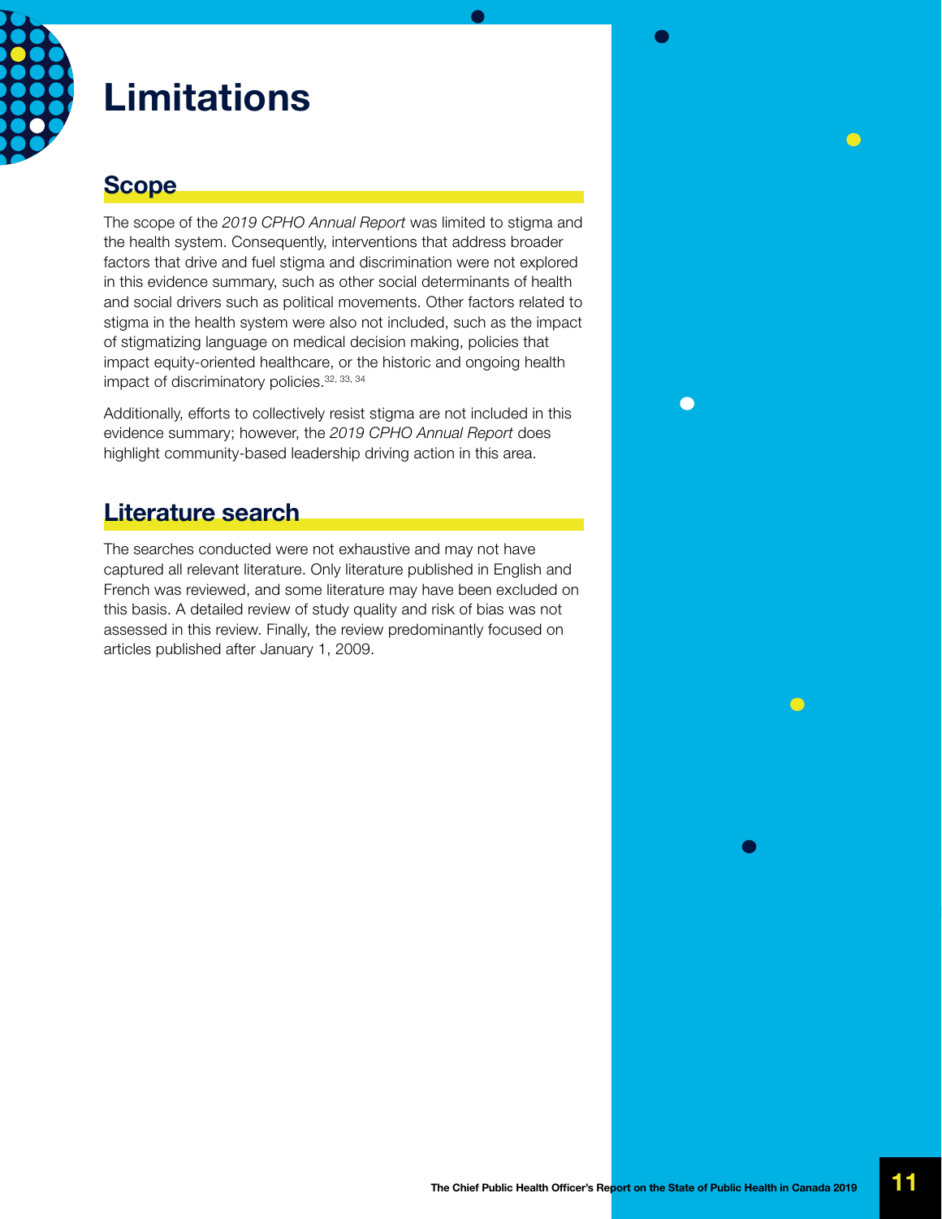# Limitations

## Scope

The scope of the *2019 CPHO Annual Report* was limited to stigma and the health system. Consequently, interventions that address broader factors that drive and fuel stigma and discrimination were not explored in this evidence summary, such as other social determinants of health and social drivers such as political movements. Other factors related to stigma in the health system were also not included, such as the impact of stigmatizing language on medical decision making, policies that impact equity-oriented healthcare, or the historic and ongoing health impact of discriminatory policies.[32, 33, 34]

Additionally, efforts to collectively resist stigma are not included in this evidence summary; however, the *2019 CPHO Annual Report* does highlight community-based leadership driving action in this area.

## Literature search

The searches conducted were not exhaustive and may not have captured all relevant literature. Only literature published in English and French was reviewed, and some literature may have been excluded on this basis. A detailed review of study quality and risk of bias was not assessed in this review. Finally, the review predominantly focused on articles published after January 1, 2009.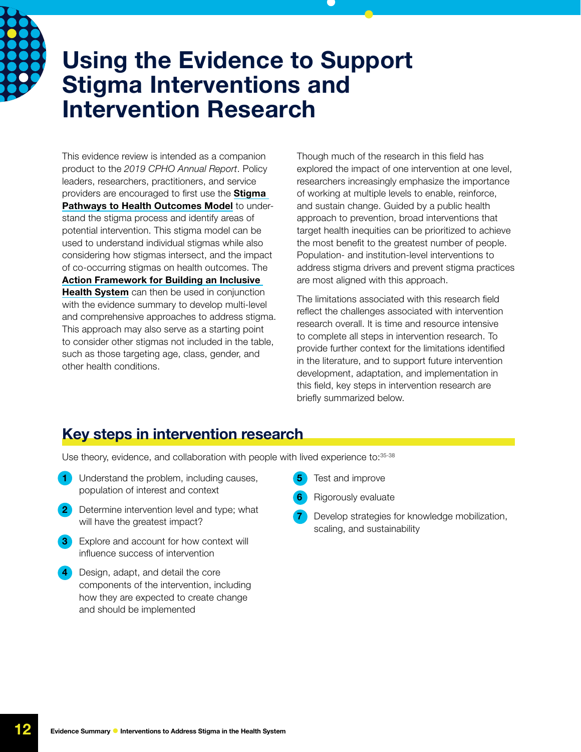# Using the Evidence to Support Stigma Interventions and Intervention Research

This evidence review is intended as a companion product to the *2019 CPHO Annual Report*. Policy leaders, researchers, practitioners, and service providers are encouraged to first use the **Stigma Pathways to Health Outcomes Model** to understand the stigma process and identify areas of potential intervention. This stigma model can be used to understand individual stigmas while also considering how stigmas intersect, and the impact of co-occurring stigmas on health outcomes. The **Action Framework for Building an Inclusive Health System** can then be used in conjunction with the evidence summary to develop multi-level and comprehensive approaches to address stigma. This approach may also serve as a starting point to consider other stigmas not included in the table, such as those targeting age, class, gender, and other health conditions.

Though much of the research in this field has explored the impact of one intervention at one level, researchers increasingly emphasize the importance of working at multiple levels to enable, reinforce, and sustain change. Guided by a public health approach to prevention, broad interventions that target health inequities can be prioritized to achieve the most benefit to the greatest number of people. Population- and institution-level interventions to address stigma drivers and prevent stigma practices are most aligned with this approach.

The limitations associated with this research field reflect the challenges associated with intervention research overall. It is time and resource intensive to complete all steps in intervention research. To provide further context for the limitations identified in the literature, and to support future intervention development, adaptation, and implementation in this field, key steps in intervention research are briefly summarized below.

## Key steps in intervention research

Use theory, evidence, and collaboration with people with lived experience to:[35-38]

1. Understand the problem, including causes, population of interest and context
2. Determine intervention level and type; what will have the greatest impact?
3. Explore and account for how context will influence success of intervention
4. Design, adapt, and detail the core components of the intervention, including how they are expected to create change and should be implemented
5. Test and improve
6. Rigorously evaluate
7. Develop strategies for knowledge mobilization, scaling, and sustainability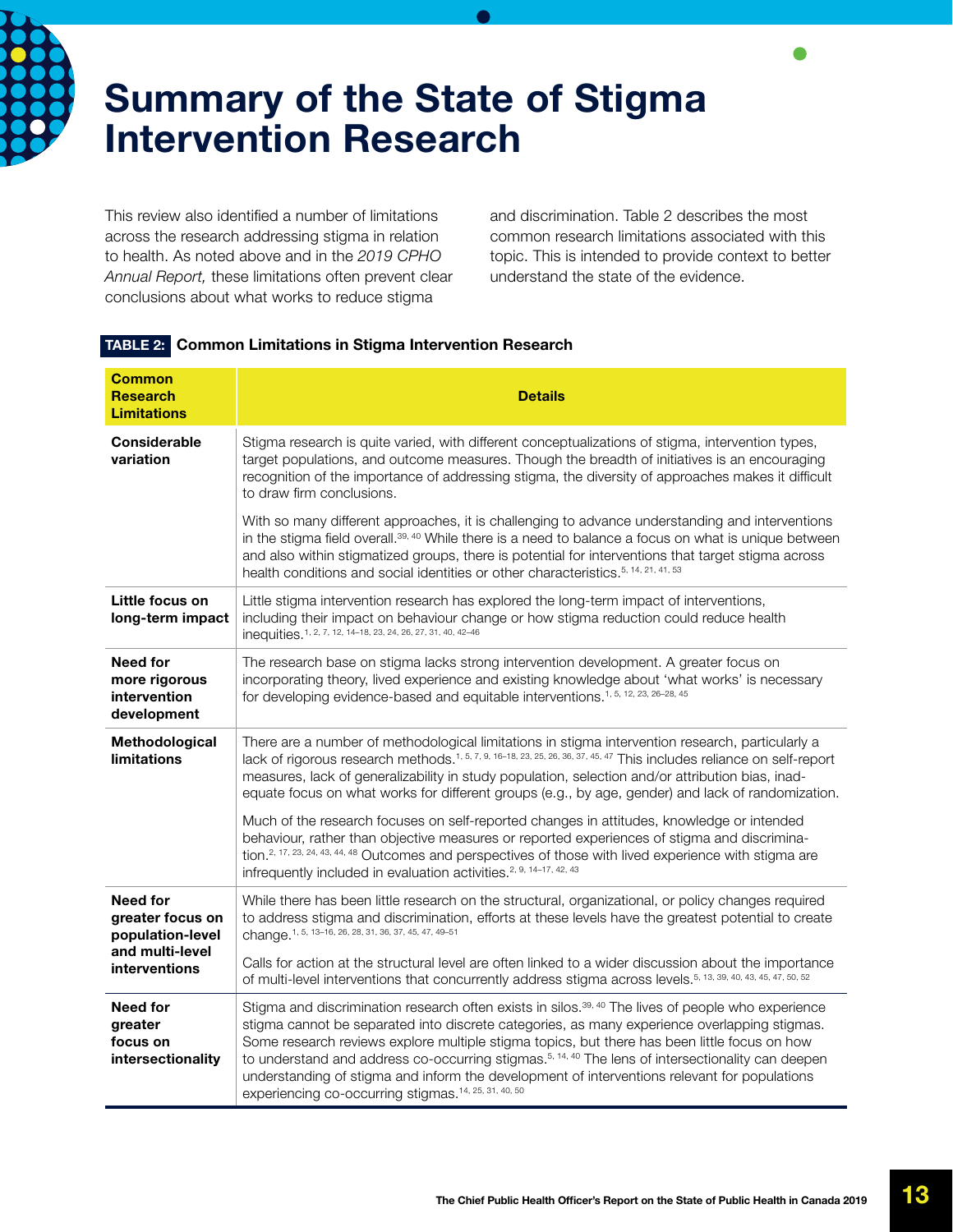# Summary of the State of Stigma Intervention Research

This review also identified a number of limitations across the research addressing stigma in relation to health. As noted above and in the *2019 CPHO Annual Report,* these limitations often prevent clear conclusions about what works to reduce stigma and discrimination. Table 2 describes the most common research limitations associated with this topic. This is intended to provide context to better understand the state of the evidence.

**TABLE 2: Common Limitations in Stigma Intervention Research**

| Common Research Limitations | Details |
|---|---|
| **Considerable variation** | Stigma research is quite varied, with different conceptualizations of stigma, intervention types, target populations, and outcome measures. Though the breadth of initiatives is an encouraging recognition of the importance of addressing stigma, the diversity of approaches makes it difficult to draw firm conclusions.<br><br>With so many different approaches, it is challenging to advance understanding and interventions in the stigma field overall.[39, 40] While there is a need to balance a focus on what is unique between and also within stigmatized groups, there is potential for interventions that target stigma across health conditions and social identities or other characteristics.[5, 14, 21, 41, 53] |
| **Little focus on long-term impact** | Little stigma intervention research has explored the long-term impact of interventions, including their impact on behaviour change or how stigma reduction could reduce health inequities.[1, 2, 7, 12, 14–18, 23, 24, 26, 27, 31, 40, 42–46] |
| **Need for more rigorous intervention development** | The research base on stigma lacks strong intervention development. A greater focus on incorporating theory, lived experience and existing knowledge about 'what works' is necessary for developing evidence-based and equitable interventions.[1, 5, 12, 23, 26–28, 45] |
| **Methodological limitations** | There are a number of methodological limitations in stigma intervention research, particularly a lack of rigorous research methods.[1, 5, 7, 9, 16–18, 23, 25, 26, 36, 37, 45, 47] This includes reliance on self-report measures, lack of generalizability in study population, selection and/or attribution bias, inadequate focus on what works for different groups (e.g., by age, gender) and lack of randomization.<br><br>Much of the research focuses on self-reported changes in attitudes, knowledge or intended behaviour, rather than objective measures or reported experiences of stigma and discrimination.[2, 17, 23, 24, 43, 44, 48] Outcomes and perspectives of those with lived experience with stigma are infrequently included in evaluation activities.[2, 9, 14–17, 42, 43] |
| **Need for greater focus on population-level and multi-level interventions** | While there has been little research on the structural, organizational, or policy changes required to address stigma and discrimination, efforts at these levels have the greatest potential to create change.[1, 5, 13–16, 26, 28, 31, 36, 37, 45, 47, 49–51]<br><br>Calls for action at the structural level are often linked to a wider discussion about the importance of multi-level interventions that concurrently address stigma across levels.[5, 13, 39, 40, 43, 45, 47, 50, 52] |
| **Need for greater focus on intersectionality** | Stigma and discrimination research often exists in silos.[39, 40] The lives of people who experience stigma cannot be separated into discrete categories, as many experience overlapping stigmas. Some research reviews explore multiple stigma topics, but there has been little focus on how to understand and address co-occurring stigmas.[5, 14, 40] The lens of intersectionality can deepen understanding of stigma and inform the development of interventions relevant for populations experiencing co-occurring stigmas.[14, 25, 31, 40, 50] |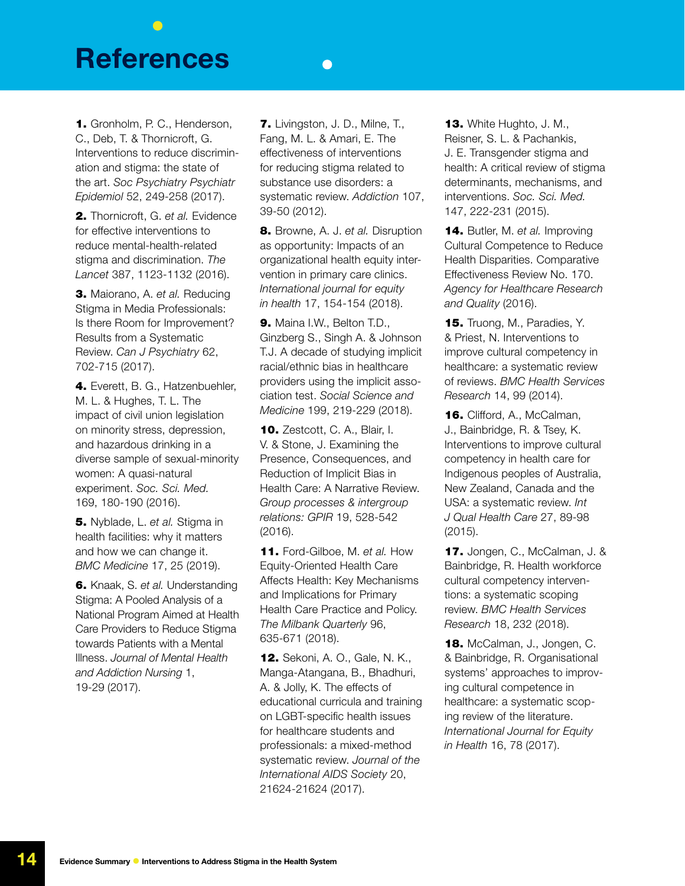# References

**1.** Gronholm, P. C., Henderson, C., Deb, T. & Thornicroft, G. Interventions to reduce discrimination and stigma: the state of the art. *Soc Psychiatry Psychiatr Epidemiol* 52, 249-258 (2017).

**2.** Thornicroft, G. *et al.* Evidence for effective interventions to reduce mental-health-related stigma and discrimination. *The Lancet* 387, 1123-1132 (2016).

**3.** Maiorano, A. *et al.* Reducing Stigma in Media Professionals: Is there Room for Improvement? Results from a Systematic Review. *Can J Psychiatry* 62, 702-715 (2017).

**4.** Everett, B. G., Hatzenbuehler, M. L. & Hughes, T. L. The impact of civil union legislation on minority stress, depression, and hazardous drinking in a diverse sample of sexual-minority women: A quasi-natural experiment. *Soc. Sci. Med.* 169, 180-190 (2016).

**5.** Nyblade, L. *et al.* Stigma in health facilities: why it matters and how we can change it. *BMC Medicine* 17, 25 (2019).

**6.** Knaak, S. *et al.* Understanding Stigma: A Pooled Analysis of a National Program Aimed at Health Care Providers to Reduce Stigma towards Patients with a Mental Illness. *Journal of Mental Health and Addiction Nursing* 1, 19-29 (2017).

**7.** Livingston, J. D., Milne, T., Fang, M. L. & Amari, E. The effectiveness of interventions for reducing stigma related to substance use disorders: a systematic review. *Addiction* 107, 39-50 (2012).

**8.** Browne, A. J. *et al.* Disruption as opportunity: Impacts of an organizational health equity intervention in primary care clinics. *International journal for equity in health* 17, 154-154 (2018).

**9.** Maina I.W., Belton T.D., Ginzberg S., Singh A. & Johnson T.J. A decade of studying implicit racial/ethnic bias in healthcare providers using the implicit association test. *Social Science and Medicine* 199, 219-229 (2018).

**10.** Zestcott, C. A., Blair, I. V. & Stone, J. Examining the Presence, Consequences, and Reduction of Implicit Bias in Health Care: A Narrative Review. *Group processes & intergroup relations: GPIR* 19, 528-542 (2016).

**11.** Ford-Gilboe, M. *et al.* How Equity-Oriented Health Care Affects Health: Key Mechanisms and Implications for Primary Health Care Practice and Policy. *The Milbank Quarterly* 96, 635-671 (2018).

**12.** Sekoni, A. O., Gale, N. K., Manga-Atangana, B., Bhadhuri, A. & Jolly, K. The effects of educational curricula and training on LGBT-specific health issues for healthcare students and professionals: a mixed-method systematic review. *Journal of the International AIDS Society* 20, 21624-21624 (2017).

**13.** White Hughto, J. M., Reisner, S. L. & Pachankis, J. E. Transgender stigma and health: A critical review of stigma determinants, mechanisms, and interventions. *Soc. Sci. Med.* 147, 222-231 (2015).

**14.** Butler, M. *et al.* Improving Cultural Competence to Reduce Health Disparities. Comparative Effectiveness Review No. 170. *Agency for Healthcare Research and Quality* (2016).

**15.** Truong, M., Paradies, Y. & Priest, N. Interventions to improve cultural competency in healthcare: a systematic review of reviews. *BMC Health Services Research* 14, 99 (2014).

**16.** Clifford, A., McCalman, J., Bainbridge, R. & Tsey, K. Interventions to improve cultural competency in health care for Indigenous peoples of Australia, New Zealand, Canada and the USA: a systematic review. *Int J Qual Health Care* 27, 89-98 (2015).

**17.** Jongen, C., McCalman, J. & Bainbridge, R. Health workforce cultural competency interventions: a systematic scoping review. *BMC Health Services Research* 18, 232 (2018).

**18.** McCalman, J., Jongen, C. & Bainbridge, R. Organisational systems' approaches to improving cultural competence in healthcare: a systematic scoping review of the literature. *International Journal for Equity in Health* 16, 78 (2017).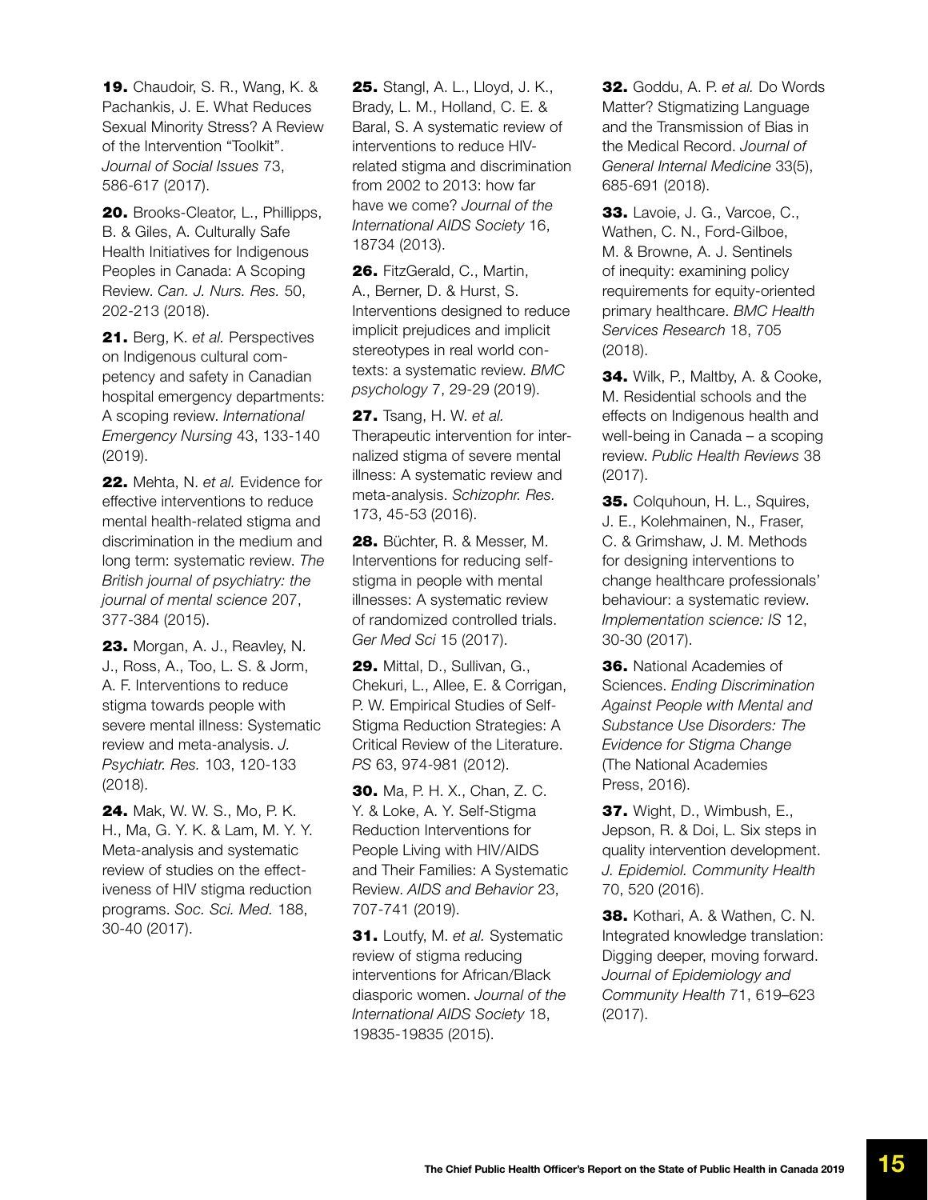**19.** Chaudoir, S. R., Wang, K. & Pachankis, J. E. What Reduces Sexual Minority Stress? A Review of the Intervention "Toolkit". *Journal of Social Issues* 73, 586-617 (2017).

**20.** Brooks-Cleator, L., Phillipps, B. & Giles, A. Culturally Safe Health Initiatives for Indigenous Peoples in Canada: A Scoping Review. *Can. J. Nurs. Res.* 50, 202-213 (2018).

**21.** Berg, K. *et al.* Perspectives on Indigenous cultural competency and safety in Canadian hospital emergency departments: A scoping review. *International Emergency Nursing* 43, 133-140 (2019).

**22.** Mehta, N. *et al.* Evidence for effective interventions to reduce mental health-related stigma and discrimination in the medium and long term: systematic review. *The British journal of psychiatry: the journal of mental science* 207, 377-384 (2015).

**23.** Morgan, A. J., Reavley, N. J., Ross, A., Too, L. S. & Jorm, A. F. Interventions to reduce stigma towards people with severe mental illness: Systematic review and meta-analysis. *J. Psychiatr. Res.* 103, 120-133 (2018).

**24.** Mak, W. W. S., Mo, P. K. H., Ma, G. Y. K. & Lam, M. Y. Y. Meta-analysis and systematic review of studies on the effectiveness of HIV stigma reduction programs. *Soc. Sci. Med.* 188, 30-40 (2017).

**25.** Stangl, A. L., Lloyd, J. K., Brady, L. M., Holland, C. E. & Baral, S. A systematic review of interventions to reduce HIV-related stigma and discrimination from 2002 to 2013: how far have we come? *Journal of the International AIDS Society* 16, 18734 (2013).

**26.** FitzGerald, C., Martin, A., Berner, D. & Hurst, S. Interventions designed to reduce implicit prejudices and implicit stereotypes in real world contexts: a systematic review. *BMC psychology* 7, 29-29 (2019).

**27.** Tsang, H. W. *et al.* Therapeutic intervention for internalized stigma of severe mental illness: A systematic review and meta-analysis. *Schizophr. Res.* 173, 45-53 (2016).

**28.** Büchter, R. & Messer, M. Interventions for reducing self-stigma in people with mental illnesses: A systematic review of randomized controlled trials. *Ger Med Sci* 15 (2017).

**29.** Mittal, D., Sullivan, G., Chekuri, L., Allee, E. & Corrigan, P. W. Empirical Studies of Self-Stigma Reduction Strategies: A Critical Review of the Literature. *PS* 63, 974-981 (2012).

**30.** Ma, P. H. X., Chan, Z. C. Y. & Loke, A. Y. Self-Stigma Reduction Interventions for People Living with HIV/AIDS and Their Families: A Systematic Review. *AIDS and Behavior* 23, 707-741 (2019).

**31.** Loutfy, M. *et al.* Systematic review of stigma reducing interventions for African/Black diasporic women. *Journal of the International AIDS Society* 18, 19835-19835 (2015).

**32.** Goddu, A. P. *et al.* Do Words Matter? Stigmatizing Language and the Transmission of Bias in the Medical Record. *Journal of General Internal Medicine* 33(5), 685-691 (2018).

**33.** Lavoie, J. G., Varcoe, C., Wathen, C. N., Ford-Gilboe, M. & Browne, A. J. Sentinels of inequity: examining policy requirements for equity-oriented primary healthcare. *BMC Health Services Research* 18, 705 (2018).

**34.** Wilk, P., Maltby, A. & Cooke, M. Residential schools and the effects on Indigenous health and well-being in Canada – a scoping review. *Public Health Reviews* 38 (2017).

**35.** Colquhoun, H. L., Squires, J. E., Kolehmainen, N., Fraser, C. & Grimshaw, J. M. Methods for designing interventions to change healthcare professionals' behaviour: a systematic review. *Implementation science: IS* 12, 30-30 (2017).

**36.** National Academies of Sciences. *Ending Discrimination Against People with Mental and Substance Use Disorders: The Evidence for Stigma Change* (The National Academies Press, 2016).

**37.** Wight, D., Wimbush, E., Jepson, R. & Doi, L. Six steps in quality intervention development. *J. Epidemiol. Community Health* 70, 520 (2016).

**38.** Kothari, A. & Wathen, C. N. Integrated knowledge translation: Digging deeper, moving forward. *Journal of Epidemiology and Community Health* 71, 619–623 (2017).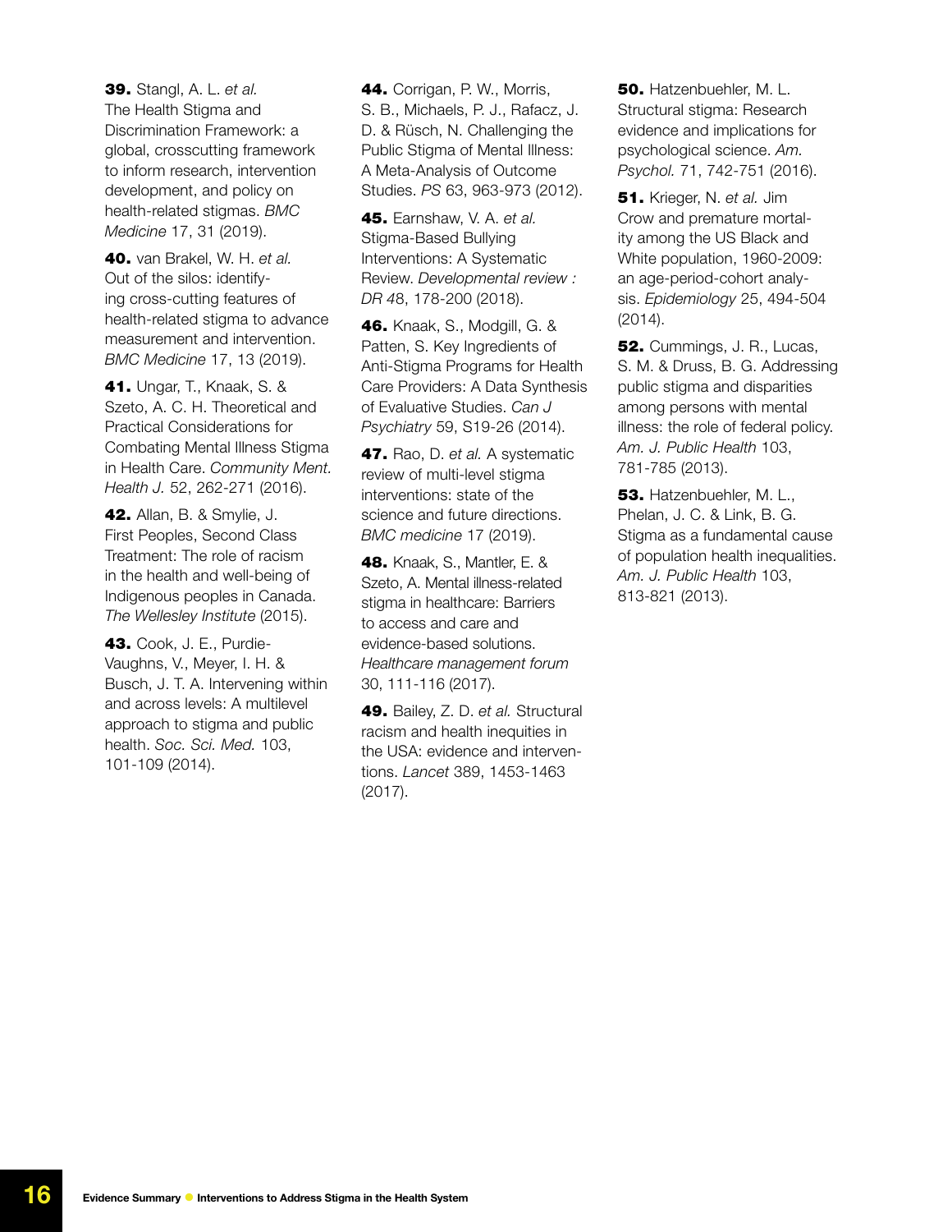**39.** Stangl, A. L. *et al.* The Health Stigma and Discrimination Framework: a global, crosscutting framework to inform research, intervention development, and policy on health-related stigmas. *BMC Medicine* 17, 31 (2019).

**40.** van Brakel, W. H. *et al.* Out of the silos: identifying cross-cutting features of health-related stigma to advance measurement and intervention. *BMC Medicine* 17, 13 (2019).

**41.** Ungar, T., Knaak, S. & Szeto, A. C. H. Theoretical and Practical Considerations for Combating Mental Illness Stigma in Health Care. *Community Ment. Health J.* 52, 262-271 (2016).

**42.** Allan, B. & Smylie, J. First Peoples, Second Class Treatment: The role of racism in the health and well-being of Indigenous peoples in Canada. *The Wellesley Institute* (2015).

**43.** Cook, J. E., Purdie-Vaughns, V., Meyer, I. H. & Busch, J. T. A. Intervening within and across levels: A multilevel approach to stigma and public health. *Soc. Sci. Med.* 103, 101-109 (2014).

**44.** Corrigan, P. W., Morris, S. B., Michaels, P. J., Rafacz, J. D. & Rüsch, N. Challenging the Public Stigma of Mental Illness: A Meta-Analysis of Outcome Studies. *PS* 63, 963-973 (2012).

**45.** Earnshaw, V. A. *et al.* Stigma-Based Bullying Interventions: A Systematic Review. *Developmental review : DR* 48, 178-200 (2018).

**46.** Knaak, S., Modgill, G. & Patten, S. Key Ingredients of Anti-Stigma Programs for Health Care Providers: A Data Synthesis of Evaluative Studies. *Can J Psychiatry* 59, S19-26 (2014).

**47.** Rao, D. *et al.* A systematic review of multi-level stigma interventions: state of the science and future directions. *BMC medicine* 17 (2019).

**48.** Knaak, S., Mantler, E. & Szeto, A. Mental illness-related stigma in healthcare: Barriers to access and care and evidence-based solutions. *Healthcare management forum* 30, 111-116 (2017).

**49.** Bailey, Z. D. *et al.* Structural racism and health inequities in the USA: evidence and interventions. *Lancet* 389, 1453-1463 (2017).

**50.** Hatzenbuehler, M. L. Structural stigma: Research evidence and implications for psychological science. *Am. Psychol.* 71, 742-751 (2016).

**51.** Krieger, N. *et al.* Jim Crow and premature mortality among the US Black and White population, 1960-2009: an age-period-cohort analysis. *Epidemiology* 25, 494-504 (2014).

**52.** Cummings, J. R., Lucas, S. M. & Druss, B. G. Addressing public stigma and disparities among persons with mental illness: the role of federal policy. *Am. J. Public Health* 103, 781-785 (2013).

**53.** Hatzenbuehler, M. L., Phelan, J. C. & Link, B. G. Stigma as a fundamental cause of population health inequalities. *Am. J. Public Health* 103, 813-821 (2013).